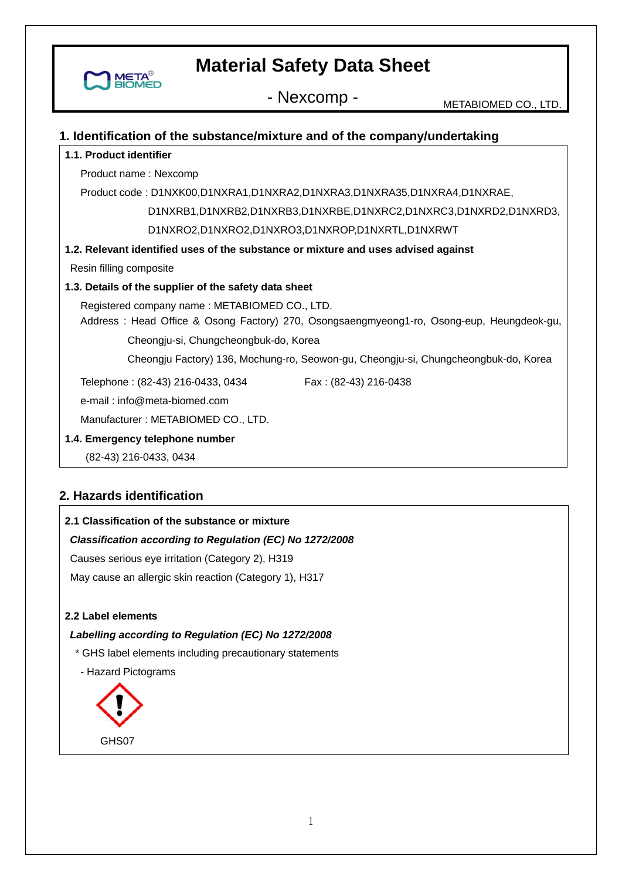# Material Safety Data Sheet

## - Nexcomp -

METABIOMED CO., LTD.

## 1. Identification of the substance/mixture and of the company/undertaking

**1.1. Product identifier**

Product name : Nexcomp

Product code : D1NXK00,D1NXRA1,D1NXRA2,D1NXRA3,D1NXRA35,D1NXRA4,D1NXRAE, D1NXRB1,D1NXRB2,D1NXRB3,D1NXRBE,D1NXRC2,D1NXRC3,D1NXRD2,D1NXRD3, D1NXRO2,D1NXRO2,D1NXRO3,D1NXROP,D1NXRTL,D1NXRWT

**1.2. Relevant identified uses of the substance or mixture and uses advised against**

Resin filling composite

**1.3. Details of the supplier of the safety data sheet**

Registered company name : METABIOMED CO., LTD.

Address : Head Office & Osong Factory) 270, Osongsaengmyeong1-ro, Osong-eup, Heungdeok-gu, Cheongju-si, Chungcheongbuk-do, Korea

Cheongju Factory) 136, Mochung-ro, Seowon-gu, Cheongju-si, Chungcheongbuk-do, Korea

Telephone : (82-43) 216-0433, 0434 Fax : (82-43) 216-0438

e-mail : info@meta-biomed.com

Manufacturer : METABIOMED CO., LTD.

**1.4. Emergency telephone number**

(82-43) 216-0433, 0434

## 2. Hazards identification

**2.1 Classification of the substance or mixture**

***Classification according to Regulation (EC) No 1272/2008***

Causes serious eye irritation (Category 2), H319

May cause an allergic skin reaction (Category 1), H317

**2.2 Label elements**

***Labelling according to Regulation (EC) No 1272/2008***

\* GHS label elements including precautionary statements

- Hazard Pictograms

GHS07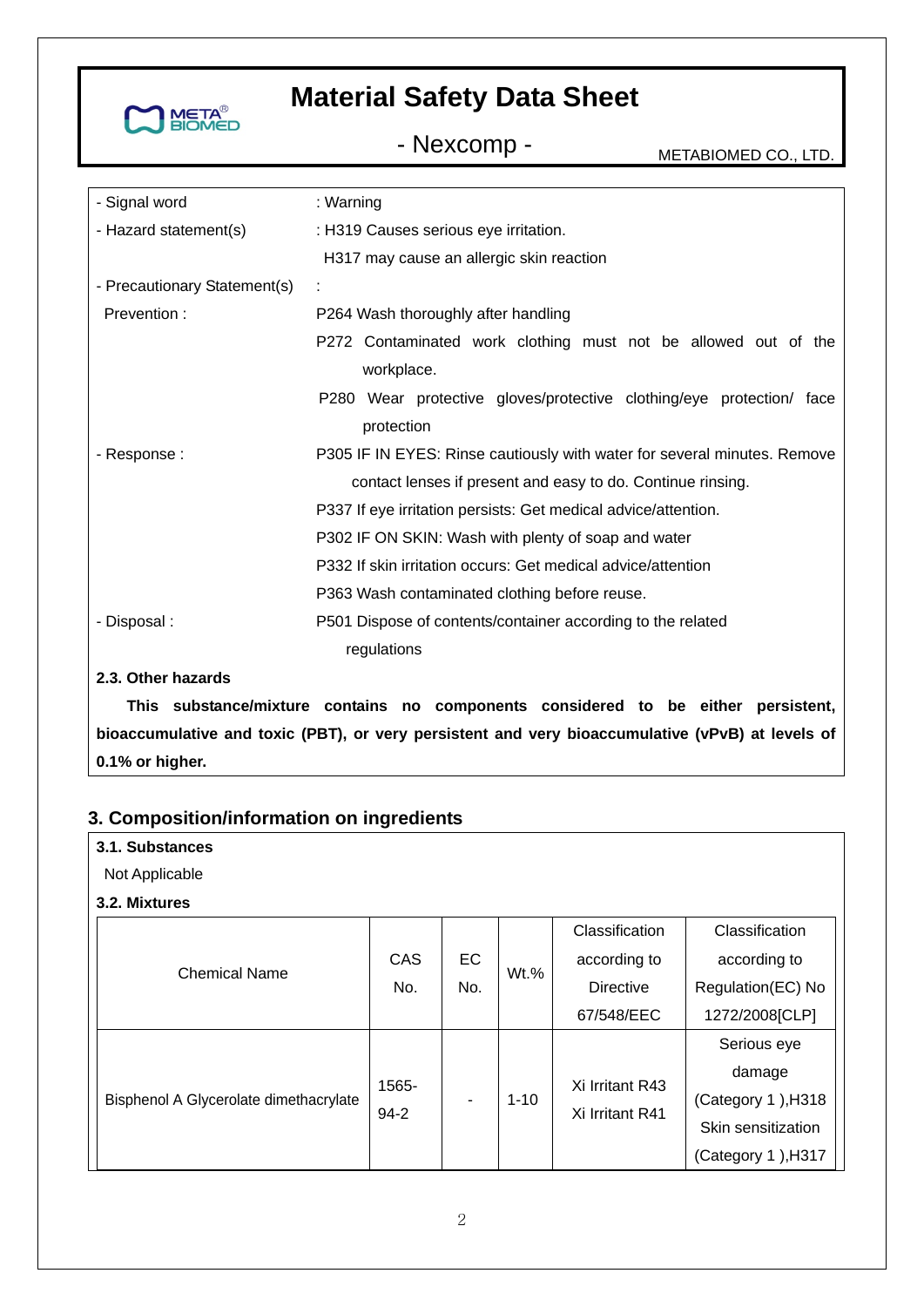# Material Safety Data Sheet

- Nexcomp -

METABIOMED CO., LTD.

- Signal word : Warning
- Hazard statement(s) : H319 Causes serious eye irritation.
  H317 may cause an allergic skin reaction
- Precautionary Statement(s) :

Prevention :

P264 Wash thoroughly after handling

P272 Contaminated work clothing must not be allowed out of the workplace.

P280 Wear protective gloves/protective clothing/eye protection/ face protection

- Response :

P305 IF IN EYES: Rinse cautiously with water for several minutes. Remove contact lenses if present and easy to do. Continue rinsing.

P337 If eye irritation persists: Get medical advice/attention.

P302 IF ON SKIN: Wash with plenty of soap and water

P332 If skin irritation occurs: Get medical advice/attention

P363 Wash contaminated clothing before reuse.

- Disposal :

P501 Dispose of contents/container according to the related regulations

**2.3. Other hazards**

**This substance/mixture contains no components considered to be either persistent, bioaccumulative and toxic (PBT), or very persistent and very bioaccumulative (vPvB) at levels of 0.1% or higher.**

## 3. Composition/information on ingredients

**3.1. Substances**

Not Applicable

**3.2. Mixtures**

| Chemical Name | CAS No. | EC No. | Wt.% | Classification according to Directive 67/548/EEC | Classification according to Regulation(EC) No 1272/2008[CLP] |
|---|---|---|---|---|---|
| Bisphenol A Glycerolate dimethacrylate | 1565-94-2 | - | 1-10 | Xi Irritant R43<br>Xi Irritant R41 | Serious eye damage (Category 1 ),H318<br>Skin sensitization (Category 1 ),H317 |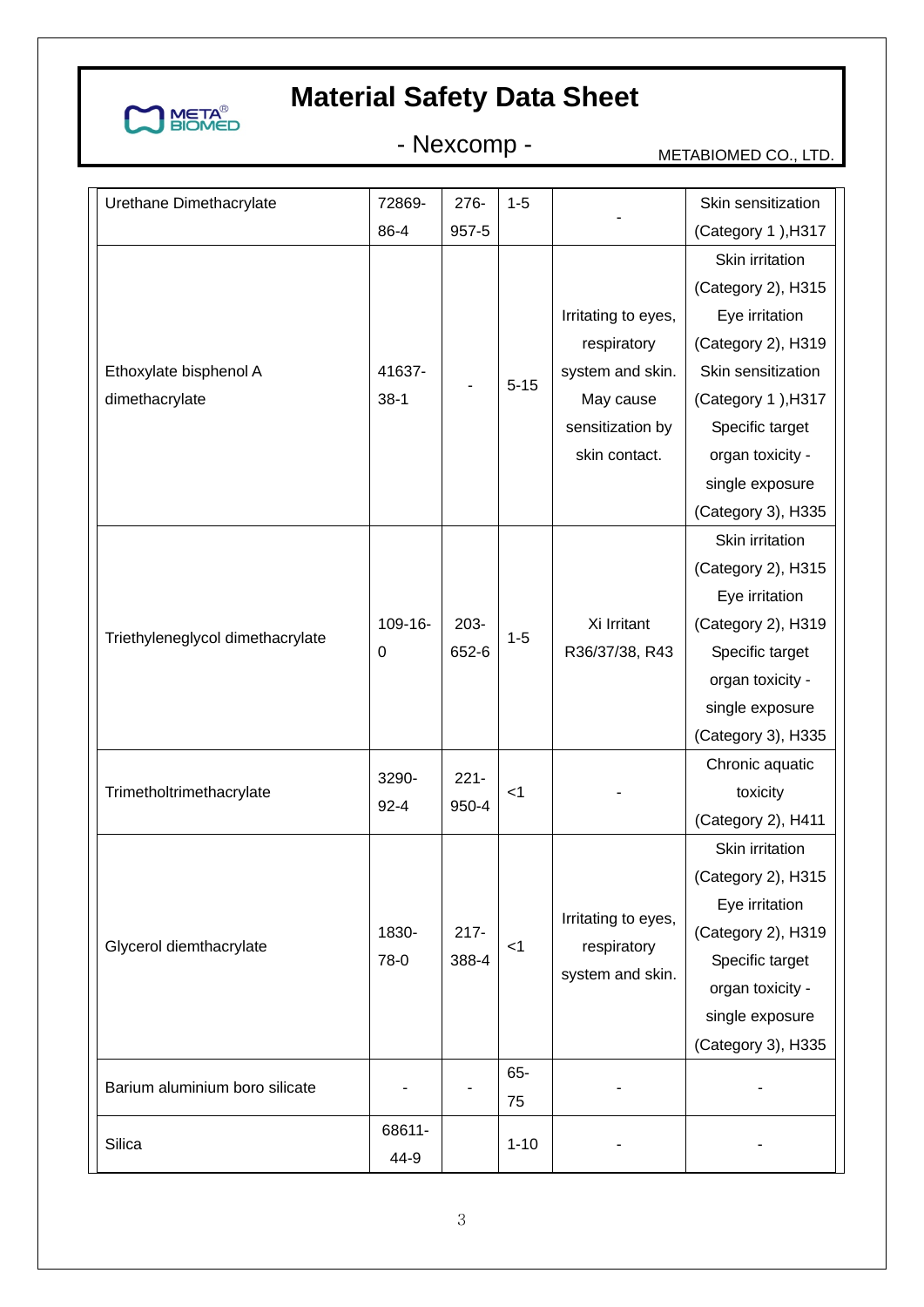| Urethane Dimethacrylate | 72869-86-4 | 276-957-5 | 1-5 | - | Skin sensitization (Category 1 ),H317 |
|---|---|---|---|---|---|
| Ethoxylate bisphenol A dimethacrylate | 41637-38-1 | - | 5-15 | Irritating to eyes, respiratory system and skin. May cause sensitization by skin contact. | Skin irritation (Category 2), H315 Eye irritation (Category 2), H319 Skin sensitization (Category 1 ),H317 Specific target organ toxicity - single exposure (Category 3), H335 |
| Triethyleneglycol dimethacrylate | 109-16-0 | 203-652-6 | 1-5 | Xi Irritant R36/37/38, R43 | Skin irritation (Category 2), H315 Eye irritation (Category 2), H319 Specific target organ toxicity - single exposure (Category 3), H335 |
| Trimetholtrimethacrylate | 3290-92-4 | 221-950-4 | <1 | - | Chronic aquatic toxicity (Category 2), H411 |
| Glycerol diemthacrylate | 1830-78-0 | 217-388-4 | <1 | Irritating to eyes, respiratory system and skin. | Skin irritation (Category 2), H315 Eye irritation (Category 2), H319 Specific target organ toxicity - single exposure (Category 3), H335 |
| Barium aluminium boro silicate | - | - | 65-75 | - | - |
| Silica | 68611-44-9 | | 1-10 | - | - |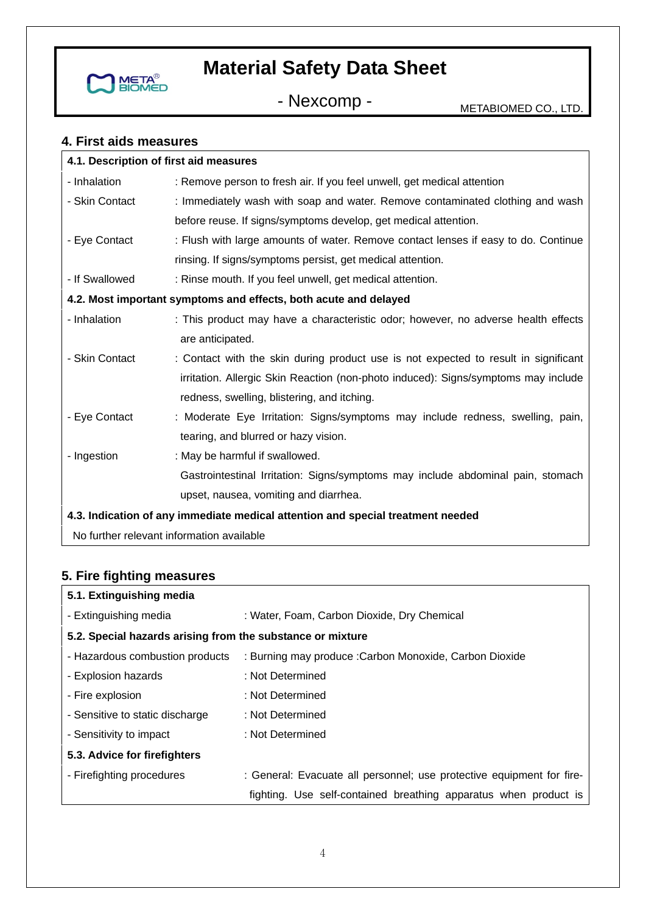## 4. First aids measures

| 4.1. Description of first aid measures | |
|---|---|
| - Inhalation | : Remove person to fresh air. If you feel unwell, get medical attention |
| - Skin Contact | : Immediately wash with soap and water. Remove contaminated clothing and wash before reuse. If signs/symptoms develop, get medical attention. |
| - Eye Contact | : Flush with large amounts of water. Remove contact lenses if easy to do. Continue rinsing. If signs/symptoms persist, get medical attention. |
| - If Swallowed | : Rinse mouth. If you feel unwell, get medical attention. |
| **4.2. Most important symptoms and effects, both acute and delayed** | |
| - Inhalation | : This product may have a characteristic odor; however, no adverse health effects are anticipated. |
| - Skin Contact | : Contact with the skin during product use is not expected to result in significant irritation. Allergic Skin Reaction (non-photo induced): Signs/symptoms may include redness, swelling, blistering, and itching. |
| - Eye Contact | : Moderate Eye Irritation: Signs/symptoms may include redness, swelling, pain, tearing, and blurred or hazy vision. |
| - Ingestion | : May be harmful if swallowed. Gastrointestinal Irritation: Signs/symptoms may include abdominal pain, stomach upset, nausea, vomiting and diarrhea. |
| **4.3. Indication of any immediate medical attention and special treatment needed** | |
| No further relevant information available | |

## 5. Fire fighting measures

| 5.1. Extinguishing media | |
|---|---|
| - Extinguishing media | : Water, Foam, Carbon Dioxide, Dry Chemical |
| **5.2. Special hazards arising from the substance or mixture** | |
| - Hazardous combustion products | : Burning may produce :Carbon Monoxide, Carbon Dioxide |
| - Explosion hazards | : Not Determined |
| - Fire explosion | : Not Determined |
| - Sensitive to static discharge | : Not Determined |
| - Sensitivity to impact | : Not Determined |
| **5.3. Advice for firefighters** | |
| - Firefighting procedures | : General: Evacuate all personnel; use protective equipment for fire-fighting. Use self-contained breathing apparatus when product is |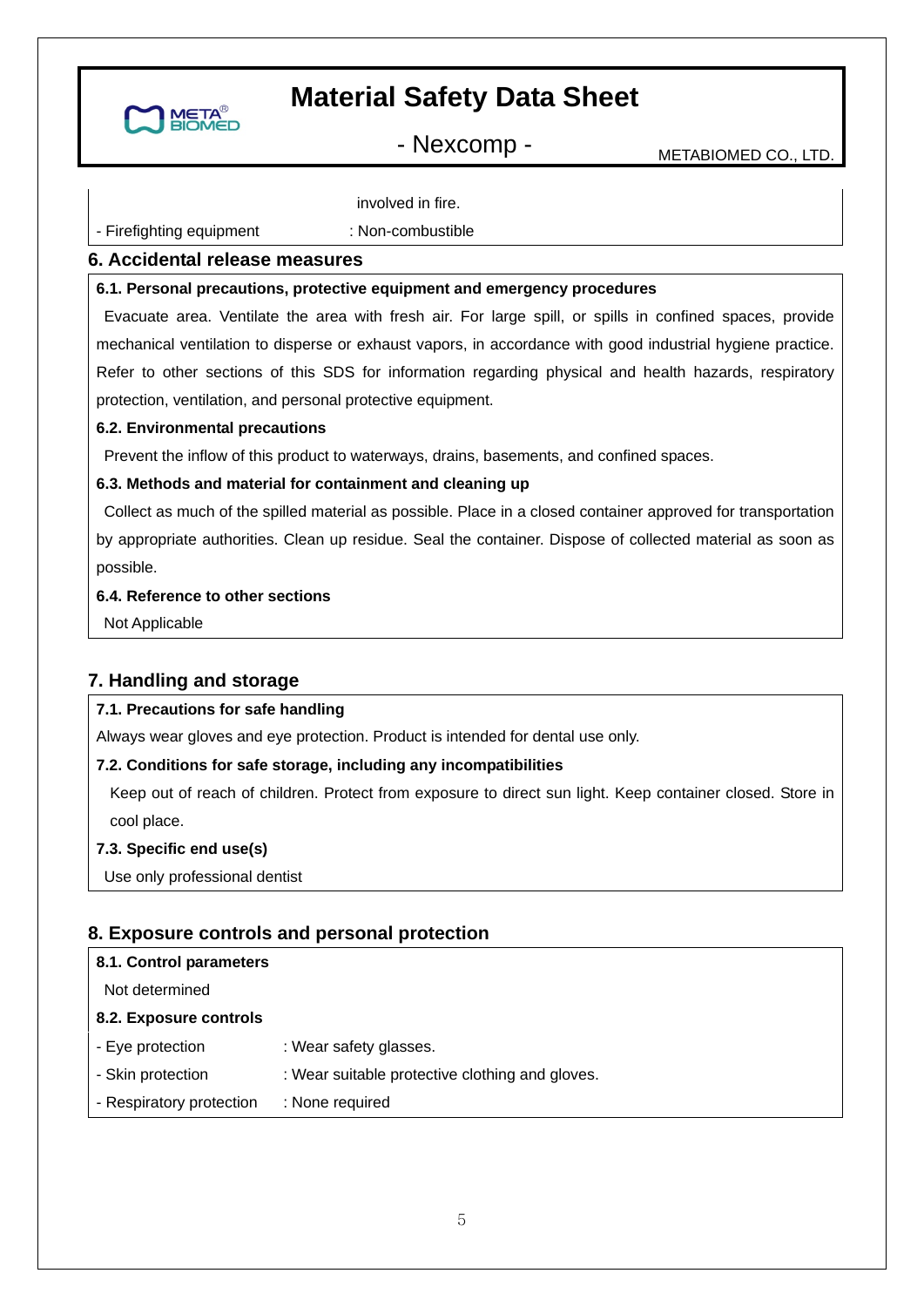involved in fire.

- Firefighting equipment : Non-combustible

## 6. Accidental release measures

**6.1. Personal precautions, protective equipment and emergency procedures**

Evacuate area. Ventilate the area with fresh air. For large spill, or spills in confined spaces, provide mechanical ventilation to disperse or exhaust vapors, in accordance with good industrial hygiene practice. Refer to other sections of this SDS for information regarding physical and health hazards, respiratory protection, ventilation, and personal protective equipment.

**6.2. Environmental precautions**

Prevent the inflow of this product to waterways, drains, basements, and confined spaces.

**6.3. Methods and material for containment and cleaning up**

Collect as much of the spilled material as possible. Place in a closed container approved for transportation by appropriate authorities. Clean up residue. Seal the container. Dispose of collected material as soon as possible.

**6.4. Reference to other sections**

Not Applicable

## 7. Handling and storage

**7.1. Precautions for safe handling**

Always wear gloves and eye protection. Product is intended for dental use only.

**7.2. Conditions for safe storage, including any incompatibilities**

Keep out of reach of children. Protect from exposure to direct sun light. Keep container closed. Store in cool place.

**7.3. Specific end use(s)**

Use only professional dentist

## 8. Exposure controls and personal protection

**8.1. Control parameters**

Not determined

**8.2. Exposure controls**

- Eye protection : Wear safety glasses.
- Skin protection : Wear suitable protective clothing and gloves.
- Respiratory protection : None required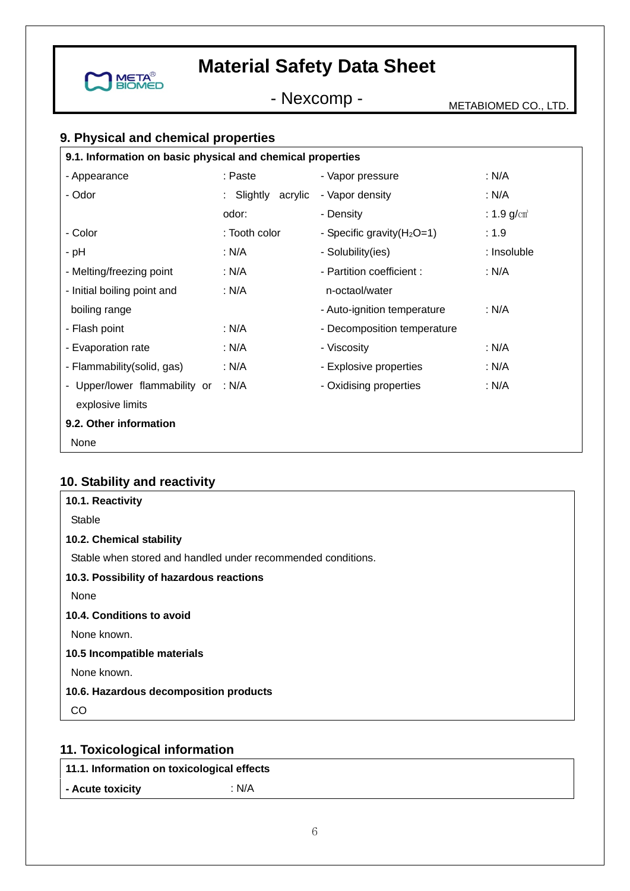## 9. Physical and chemical properties

**9.1. Information on basic physical and chemical properties**

| | | | |
|---|---|---|---|
| - Appearance | : Paste | - Vapor pressure | : N/A |
| - Odor | : Slightly acrylic odor: | - Vapor density | : N/A |
| | | - Density | : 1.9 g/㎤ |
| - Color | : Tooth color | - Specific gravity($H_2O$=1) | : 1.9 |
| - pH | : N/A | - Solubility(ies) | : Insoluble |
| - Melting/freezing point | : N/A | - Partition coefficient : n-octaol/water | : N/A |
| - Initial boiling point and boiling range | : N/A | - Auto-ignition temperature | : N/A |
| - Flash point | : N/A | - Decomposition temperature | |
| - Evaporation rate | : N/A | - Viscosity | : N/A |
| - Flammability(solid, gas) | : N/A | - Explosive properties | : N/A |
| - Upper/lower flammability or explosive limits | : N/A | - Oxidising properties | : N/A |

**9.2. Other information**

None

## 10. Stability and reactivity

**10.1. Reactivity**

Stable

**10.2. Chemical stability**

Stable when stored and handled under recommended conditions.

**10.3. Possibility of hazardous reactions**

None

**10.4. Conditions to avoid**

None known.

**10.5 Incompatible materials**

None known.

**10.6. Hazardous decomposition products**

CO

## 11. Toxicological information

**11.1. Information on toxicological effects**

**- Acute toxicity** : N/A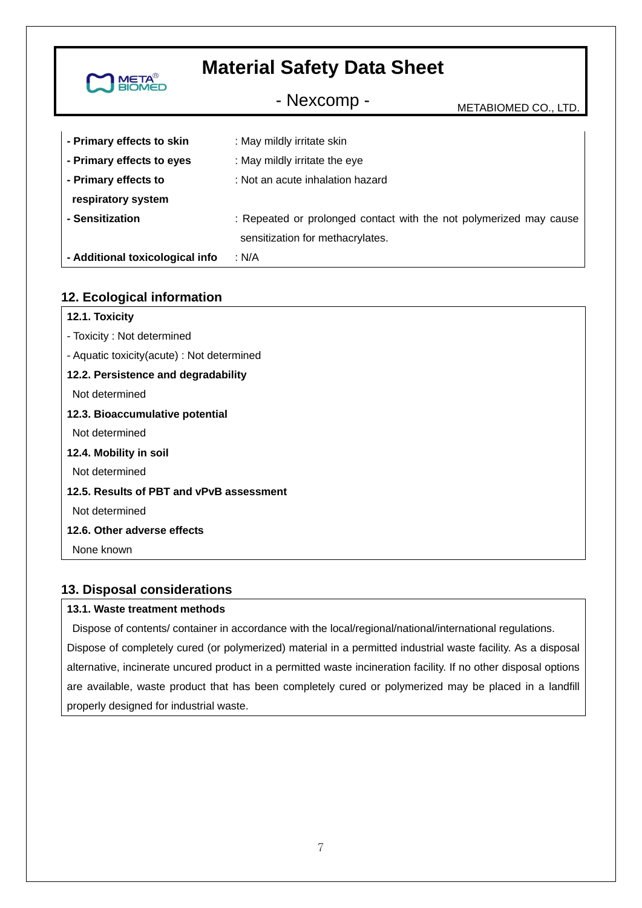| | |
|---|---|
| **- Primary effects to skin** | : May mildly irritate skin |
| **- Primary effects to eyes** | : May mildly irritate the eye |
| **- Primary effects to respiratory system** | : Not an acute inhalation hazard |
| **- Sensitization** | : Repeated or prolonged contact with the not polymerized may cause sensitization for methacrylates. |
| **- Additional toxicological info** | : N/A |

## 12. Ecological information

**12.1. Toxicity**

- Toxicity : Not determined
- Aquatic toxicity(acute) : Not determined

**12.2. Persistence and degradability**

Not determined

**12.3. Bioaccumulative potential**

Not determined

**12.4. Mobility in soil**

Not determined

**12.5. Results of PBT and vPvB assessment**

Not determined

**12.6. Other adverse effects**

None known

## 13. Disposal considerations

**13.1. Waste treatment methods**

Dispose of contents/ container in accordance with the local/regional/national/international regulations. Dispose of completely cured (or polymerized) material in a permitted industrial waste facility. As a disposal alternative, incinerate uncured product in a permitted waste incineration facility. If no other disposal options are available, waste product that has been completely cured or polymerized may be placed in a landfill properly designed for industrial waste.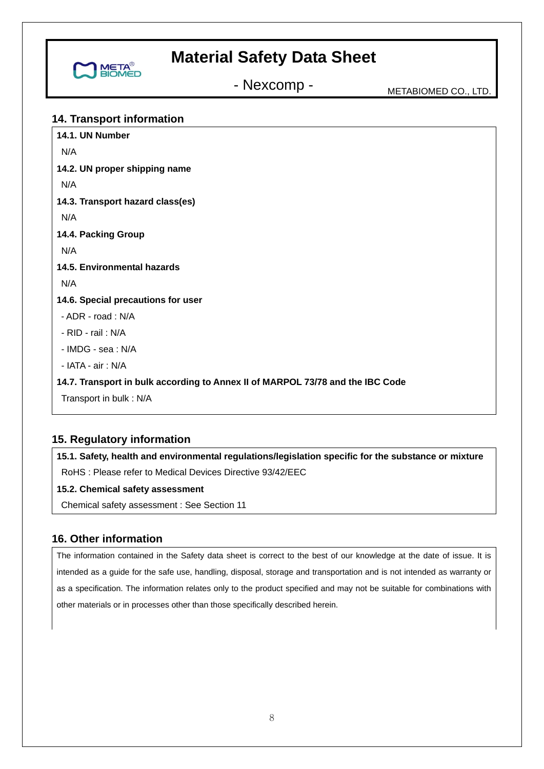## 14. Transport information

**14.1. UN Number**

N/A

**14.2. UN proper shipping name**

N/A

**14.3. Transport hazard class(es)**

N/A

**14.4. Packing Group**

N/A

**14.5. Environmental hazards**

N/A

**14.6. Special precautions for user**

- ADR - road : N/A
- RID - rail : N/A
- IMDG - sea : N/A
- IATA - air : N/A

**14.7. Transport in bulk according to Annex II of MARPOL 73/78 and the IBC Code**

Transport in bulk : N/A

## 15. Regulatory information

**15.1. Safety, health and environmental regulations/legislation specific for the substance or mixture**

RoHS : Please refer to Medical Devices Directive 93/42/EEC

**15.2. Chemical safety assessment**

Chemical safety assessment : See Section 11

## 16. Other information

The information contained in the Safety data sheet is correct to the best of our knowledge at the date of issue. It is intended as a guide for the safe use, handling, disposal, storage and transportation and is not intended as warranty or as a specification. The information relates only to the product specified and may not be suitable for combinations with other materials or in processes other than those specifically described herein.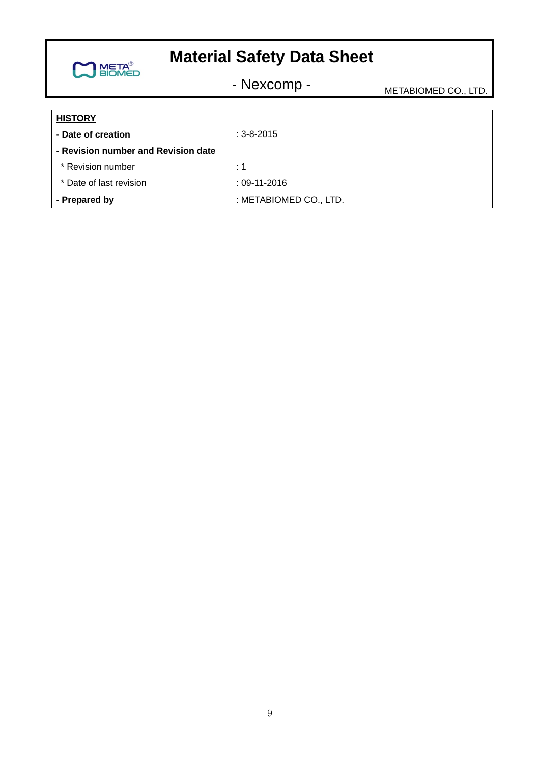**HISTORY**

| | |
|---|---|
| **- Date of creation** | : 3-8-2015 |
| **- Revision number and Revision date** | |
| * Revision number | : 1 |
| * Date of last revision | : 09-11-2016 |
| **- Prepared by** | : METABIOMED CO., LTD. |